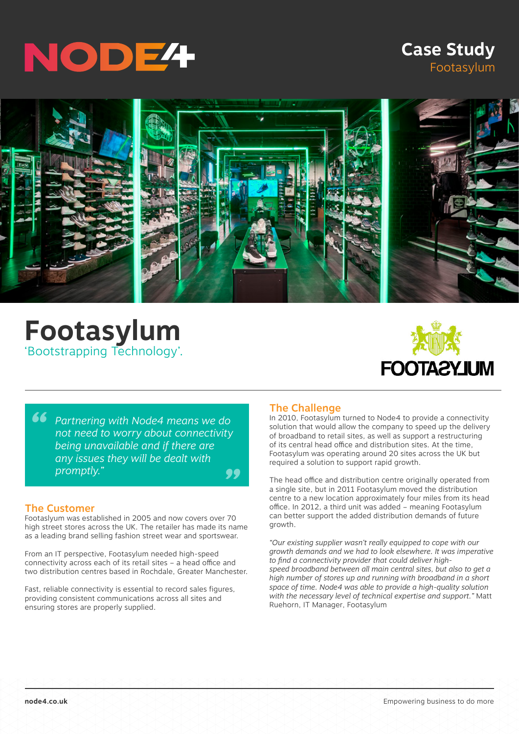NODE4

# Case Study

Footasylum

# Footasylum

'Bootstrapping Technology'.

> *"Partnering with Node4 means we do not need to worry about connectivity being unavailable and if there are any issues they will be dealt with promptly."*

## The Customer

Footaslyum was established in 2005 and now covers over 70 high street stores across the UK. The retailer has made its name as a leading brand selling fashion street wear and sportswear.

From an IT perspective, Footasylum needed high-speed connectivity across each of its retail sites – a head office and two distribution centres based in Rochdale, Greater Manchester.

Fast, reliable connectivity is essential to record sales figures, providing consistent communications across all sites and ensuring stores are properly supplied.

## The Challenge

In 2010, Footasylum turned to Node4 to provide a connectivity solution that would allow the company to speed up the delivery of broadband to retail sites, as well as support a restructuring of its central head office and distribution sites. At the time, Footasylum was operating around 20 sites across the UK but required a solution to support rapid growth.

The head office and distribution centre originally operated from a single site, but in 2011 Footasylum moved the distribution centre to a new location approximately four miles from its head office. In 2012, a third unit was added – meaning Footasylum can better support the added distribution demands of future growth.

*"Our existing supplier wasn't really equipped to cope with our growth demands and we had to look elsewhere. It was imperative to find a connectivity provider that could deliver high-speed broadband between all main central sites, but also to get a high number of stores up and running with broadband in a short space of time. Node4 was able to provide a high-quality solution with the necessary level of technical expertise and support."* Matt Ruehorn, IT Manager, Footasylum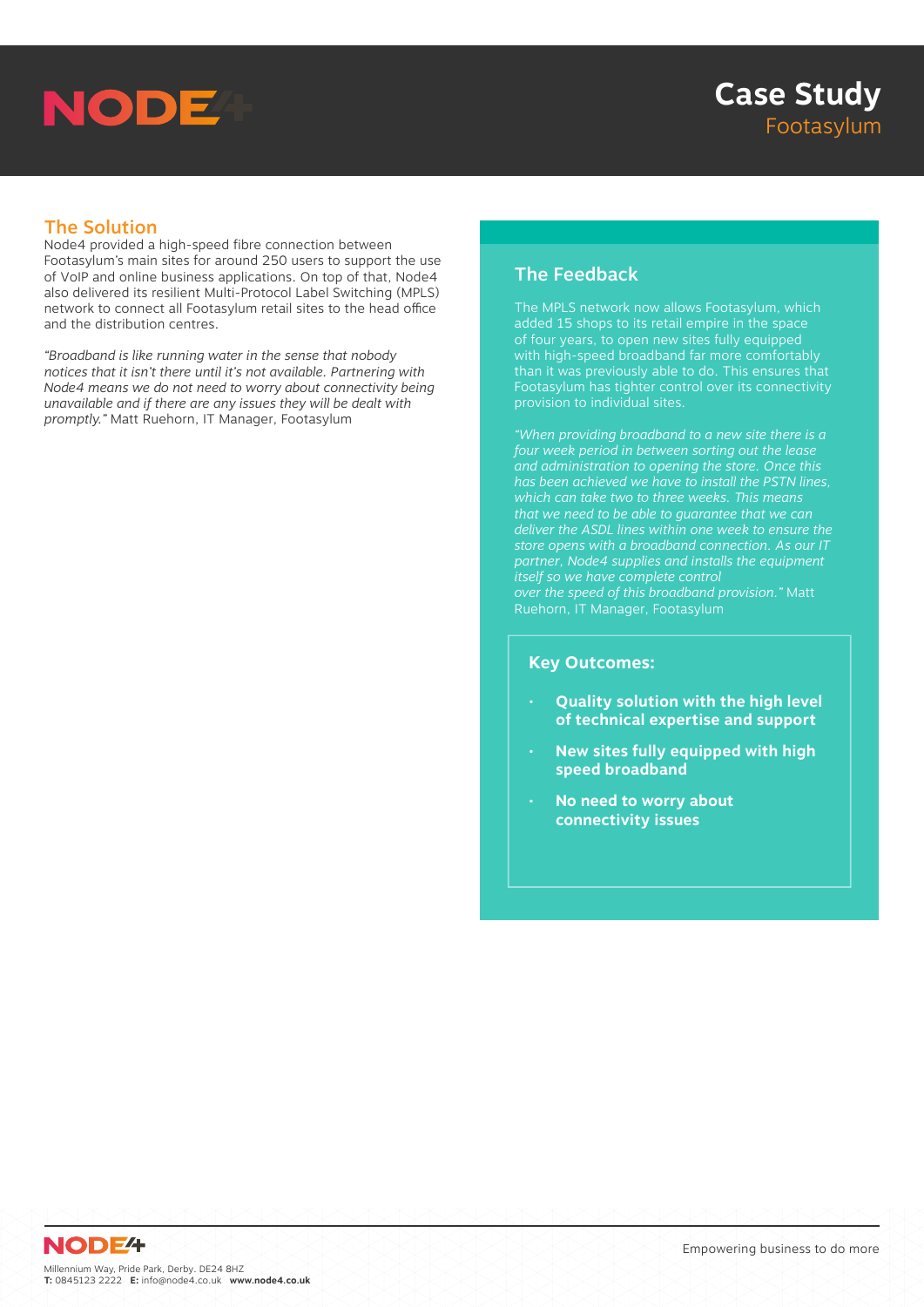## The Solution

Node4 provided a high-speed fibre connection between Footasylum's main sites for around 250 users to support the use of VoIP and online business applications. On top of that, Node4 also delivered its resilient Multi-Protocol Label Switching (MPLS) network to connect all Footasylum retail sites to the head office and the distribution centres.

*"Broadband is like running water in the sense that nobody notices that it isn't there until it's not available. Partnering with Node4 means we do not need to worry about connectivity being unavailable and if there are any issues they will be dealt with promptly."* Matt Ruehorn, IT Manager, Footasylum

## The Feedback

The MPLS network now allows Footasylum, which added 15 shops to its retail empire in the space of four years, to open new sites fully equipped with high-speed broadband far more comfortably than it was previously able to do. This ensures that Footasylum has tighter control over its connectivity provision to individual sites.

*"When providing broadband to a new site there is a four week period in between sorting out the lease and administration to opening the store. Once this has been achieved we have to install the PSTN lines, which can take two to three weeks. This means that we need to be able to guarantee that we can deliver the ASDL lines within one week to ensure the store opens with a broadband connection. As our IT partner, Node4 supplies and installs the equipment itself so we have complete control over the speed of this broadband provision."* Matt Ruehorn, IT Manager, Footasylum

### Key Outcomes:

- **Quality solution with the high level of technical expertise and support**
- **New sites fully equipped with high speed broadband**
- **No need to worry about connectivity issues**

Millennium Way, Pride Park, Derby. DE24 8HZ
**T:** 0845123 2222 **E:** info@node4.co.uk **www.node4.co.uk**

Empowering business to do more